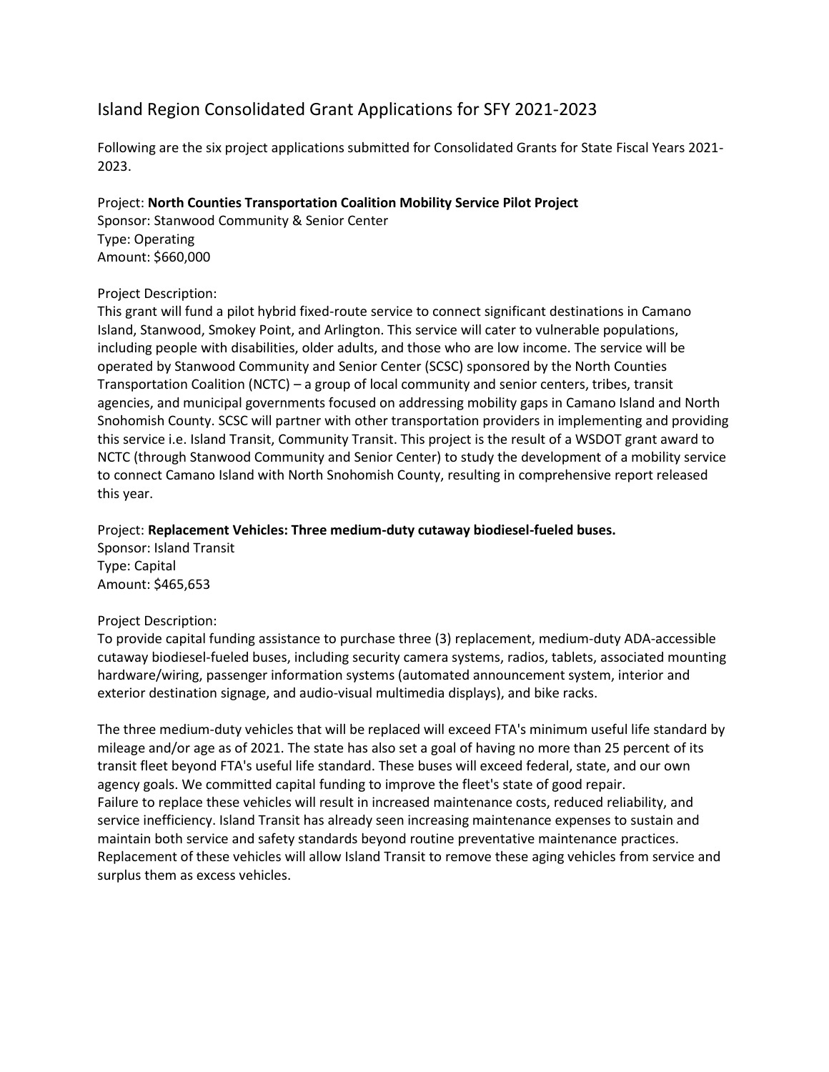# Island Region Consolidated Grant Applications for SFY 2021-2023

Following are the six project applications submitted for Consolidated Grants for State Fiscal Years 2021-2023.

Project: **North Counties Transportation Coalition Mobility Service Pilot Project**
Sponsor: Stanwood Community & Senior Center
Type: Operating
Amount: $660,000

Project Description:
This grant will fund a pilot hybrid fixed-route service to connect significant destinations in Camano Island, Stanwood, Smokey Point, and Arlington. This service will cater to vulnerable populations, including people with disabilities, older adults, and those who are low income. The service will be operated by Stanwood Community and Senior Center (SCSC) sponsored by the North Counties Transportation Coalition (NCTC) – a group of local community and senior centers, tribes, transit agencies, and municipal governments focused on addressing mobility gaps in Camano Island and North Snohomish County. SCSC will partner with other transportation providers in implementing and providing this service i.e. Island Transit, Community Transit. This project is the result of a WSDOT grant award to NCTC (through Stanwood Community and Senior Center) to study the development of a mobility service to connect Camano Island with North Snohomish County, resulting in comprehensive report released this year.

Project: **Replacement Vehicles: Three medium-duty cutaway biodiesel-fueled buses.**
Sponsor: Island Transit
Type: Capital
Amount: $465,653

Project Description:
To provide capital funding assistance to purchase three (3) replacement, medium-duty ADA-accessible cutaway biodiesel-fueled buses, including security camera systems, radios, tablets, associated mounting hardware/wiring, passenger information systems (automated announcement system, interior and exterior destination signage, and audio-visual multimedia displays), and bike racks.

The three medium-duty vehicles that will be replaced will exceed FTA's minimum useful life standard by mileage and/or age as of 2021. The state has also set a goal of having no more than 25 percent of its transit fleet beyond FTA's useful life standard. These buses will exceed federal, state, and our own agency goals. We committed capital funding to improve the fleet's state of good repair.
Failure to replace these vehicles will result in increased maintenance costs, reduced reliability, and service inefficiency. Island Transit has already seen increasing maintenance expenses to sustain and maintain both service and safety standards beyond routine preventative maintenance practices. Replacement of these vehicles will allow Island Transit to remove these aging vehicles from service and surplus them as excess vehicles.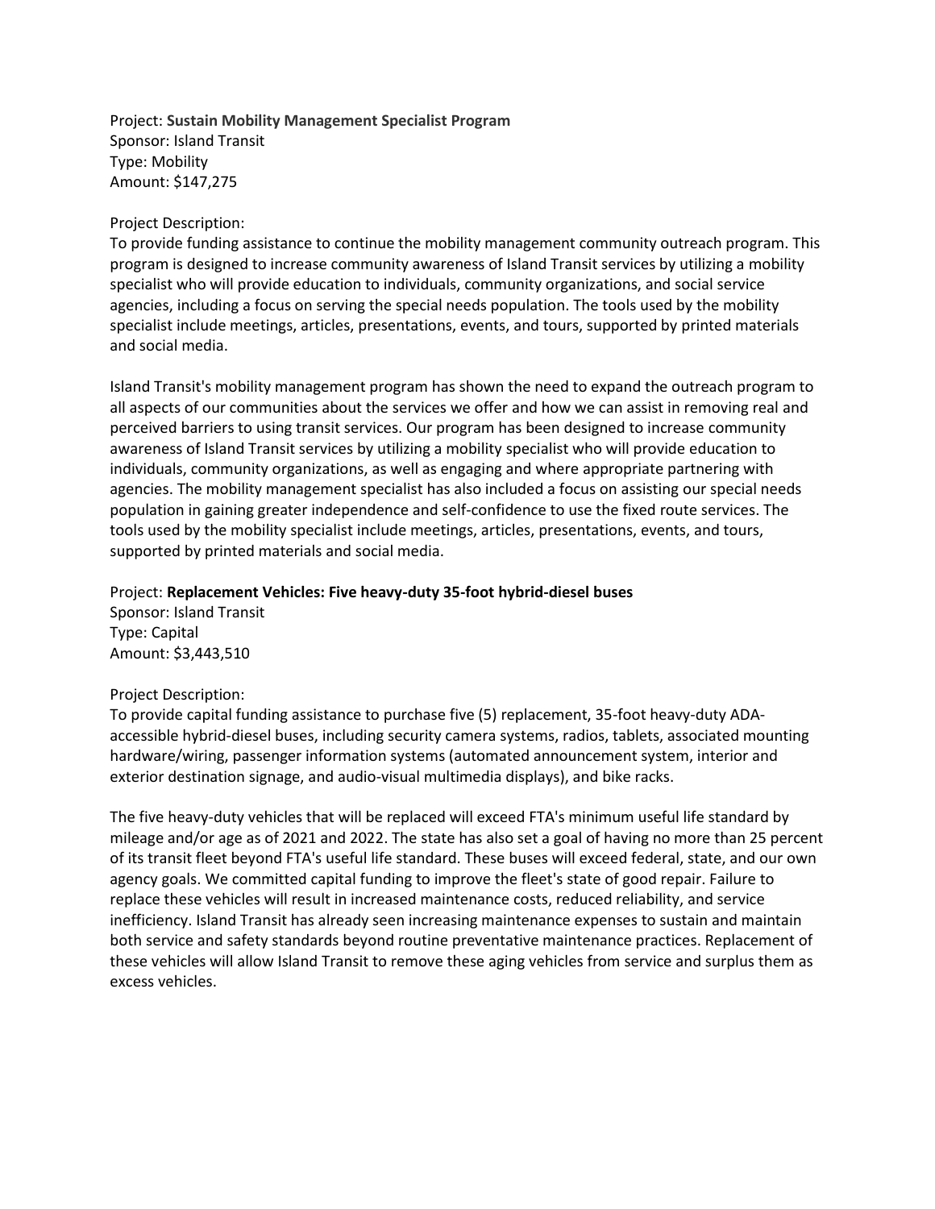Project: **Sustain Mobility Management Specialist Program**
Sponsor: Island Transit
Type: Mobility
Amount: $147,275

Project Description:
To provide funding assistance to continue the mobility management community outreach program. This program is designed to increase community awareness of Island Transit services by utilizing a mobility specialist who will provide education to individuals, community organizations, and social service agencies, including a focus on serving the special needs population. The tools used by the mobility specialist include meetings, articles, presentations, events, and tours, supported by printed materials and social media.

Island Transit's mobility management program has shown the need to expand the outreach program to all aspects of our communities about the services we offer and how we can assist in removing real and perceived barriers to using transit services. Our program has been designed to increase community awareness of Island Transit services by utilizing a mobility specialist who will provide education to individuals, community organizations, as well as engaging and where appropriate partnering with agencies. The mobility management specialist has also included a focus on assisting our special needs population in gaining greater independence and self-confidence to use the fixed route services. The tools used by the mobility specialist include meetings, articles, presentations, events, and tours, supported by printed materials and social media.

Project: **Replacement Vehicles: Five heavy-duty 35-foot hybrid-diesel buses**
Sponsor: Island Transit
Type: Capital
Amount: $3,443,510

Project Description:
To provide capital funding assistance to purchase five (5) replacement, 35-foot heavy-duty ADA-accessible hybrid-diesel buses, including security camera systems, radios, tablets, associated mounting hardware/wiring, passenger information systems (automated announcement system, interior and exterior destination signage, and audio-visual multimedia displays), and bike racks.

The five heavy-duty vehicles that will be replaced will exceed FTA's minimum useful life standard by mileage and/or age as of 2021 and 2022. The state has also set a goal of having no more than 25 percent of its transit fleet beyond FTA's useful life standard. These buses will exceed federal, state, and our own agency goals. We committed capital funding to improve the fleet's state of good repair. Failure to replace these vehicles will result in increased maintenance costs, reduced reliability, and service inefficiency. Island Transit has already seen increasing maintenance expenses to sustain and maintain both service and safety standards beyond routine preventative maintenance practices. Replacement of these vehicles will allow Island Transit to remove these aging vehicles from service and surplus them as excess vehicles.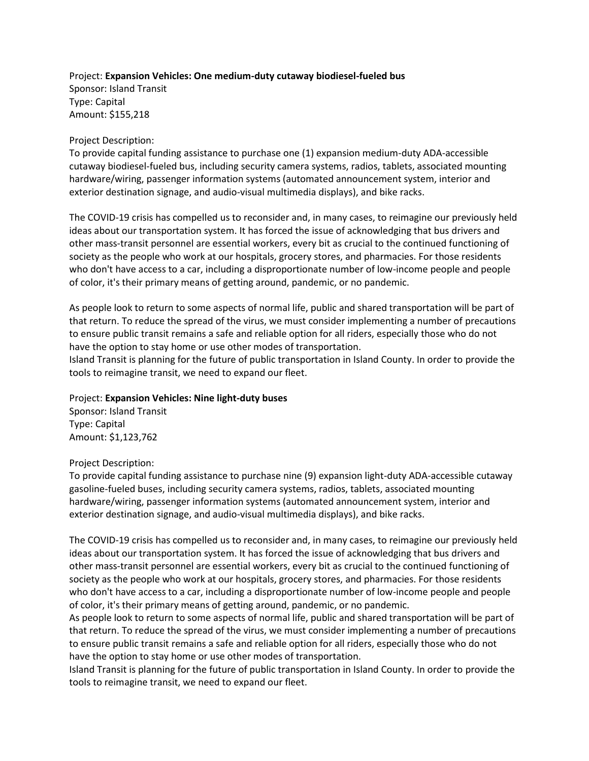Project: **Expansion Vehicles: One medium-duty cutaway biodiesel-fueled bus**
Sponsor: Island Transit
Type: Capital
Amount: $155,218

Project Description:
To provide capital funding assistance to purchase one (1) expansion medium-duty ADA-accessible cutaway biodiesel-fueled bus, including security camera systems, radios, tablets, associated mounting hardware/wiring, passenger information systems (automated announcement system, interior and exterior destination signage, and audio-visual multimedia displays), and bike racks.

The COVID-19 crisis has compelled us to reconsider and, in many cases, to reimagine our previously held ideas about our transportation system. It has forced the issue of acknowledging that bus drivers and other mass-transit personnel are essential workers, every bit as crucial to the continued functioning of society as the people who work at our hospitals, grocery stores, and pharmacies. For those residents who don't have access to a car, including a disproportionate number of low-income people and people of color, it's their primary means of getting around, pandemic, or no pandemic.

As people look to return to some aspects of normal life, public and shared transportation will be part of that return. To reduce the spread of the virus, we must consider implementing a number of precautions to ensure public transit remains a safe and reliable option for all riders, especially those who do not have the option to stay home or use other modes of transportation.
Island Transit is planning for the future of public transportation in Island County. In order to provide the tools to reimagine transit, we need to expand our fleet.

Project: **Expansion Vehicles: Nine light-duty buses**
Sponsor: Island Transit
Type: Capital
Amount: $1,123,762

Project Description:
To provide capital funding assistance to purchase nine (9) expansion light-duty ADA-accessible cutaway gasoline-fueled buses, including security camera systems, radios, tablets, associated mounting hardware/wiring, passenger information systems (automated announcement system, interior and exterior destination signage, and audio-visual multimedia displays), and bike racks.

The COVID-19 crisis has compelled us to reconsider and, in many cases, to reimagine our previously held ideas about our transportation system. It has forced the issue of acknowledging that bus drivers and other mass-transit personnel are essential workers, every bit as crucial to the continued functioning of society as the people who work at our hospitals, grocery stores, and pharmacies. For those residents who don't have access to a car, including a disproportionate number of low-income people and people of color, it's their primary means of getting around, pandemic, or no pandemic.
As people look to return to some aspects of normal life, public and shared transportation will be part of that return. To reduce the spread of the virus, we must consider implementing a number of precautions to ensure public transit remains a safe and reliable option for all riders, especially those who do not have the option to stay home or use other modes of transportation.
Island Transit is planning for the future of public transportation in Island County. In order to provide the tools to reimagine transit, we need to expand our fleet.